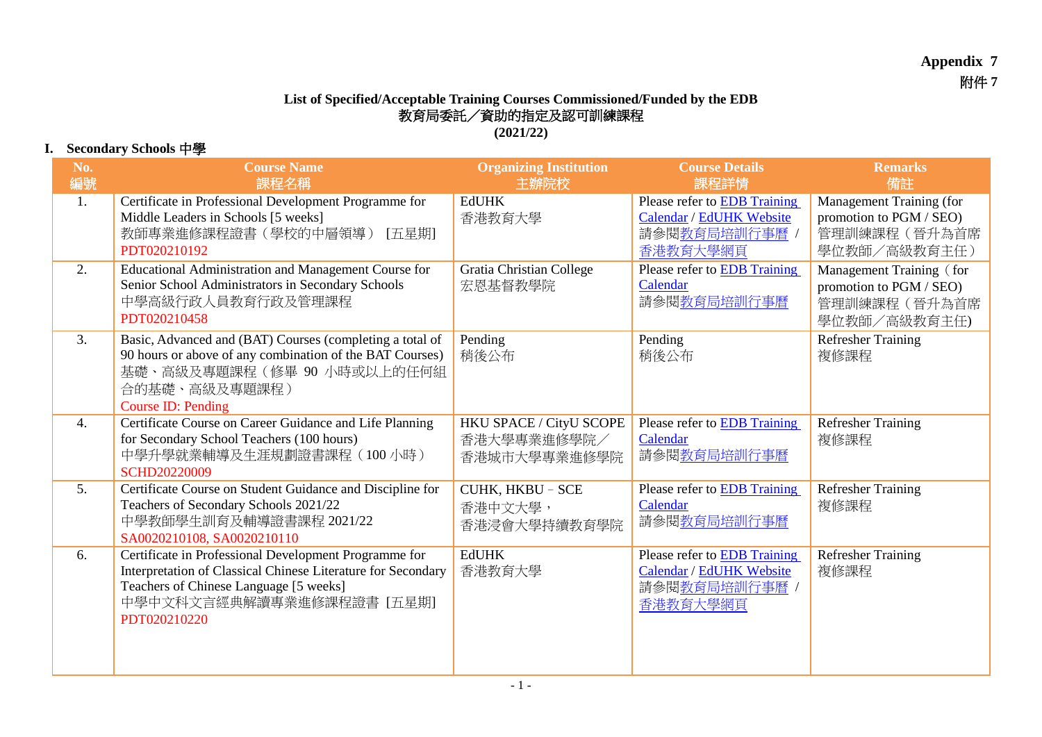**Appendix 7**
**附件 7**

**List of Specified/Acceptable Training Courses Commissioned/Funded by the EDB**
**教育局委託／資助的指定及認可訓練課程**
**(2021/22)**

## I. Secondary Schools 中學

| No.<br>編號 | Course Name<br>課程名稱 | Organizing Institution<br>主辦院校 | Course Details<br>課程詳情 | Remarks<br>備註 |
|---|---|---|---|---|
| 1. | Certificate in Professional Development Programme for Middle Leaders in Schools [5 weeks]<br>教師專業進修課程證書（學校的中層領導） [五星期]<br>PDT020210192 | EdUHK<br>香港教育大學 | Please refer to EDB Training Calendar / EdUHK Website<br>請參閱教育局培訓行事曆 / 香港教育大學網頁 | Management Training (for promotion to PGM / SEO)<br>管理訓練課程（晉升為首席學位教師／高級教育主任） |
| 2. | Educational Administration and Management Course for Senior School Administrators in Secondary Schools<br>中學高級行政人員教育行政及管理課程<br>PDT020210458 | Gratia Christian College<br>宏恩基督教學院 | Please refer to EDB Training Calendar<br>請參閱教育局培訓行事曆 | Management Training（for promotion to PGM / SEO)<br>管理訓練課程（晉升為首席學位教師／高級教育主任) |
| 3. | Basic, Advanced and (BAT) Courses (completing a total of 90 hours or above of any combination of the BAT Courses)<br>基礎、高級及專題課程（修畢 90 小時或以上的任何組合的基礎、高級及專題課程）<br>Course ID: Pending | Pending<br>稍後公布 | Pending<br>稍後公布 | Refresher Training<br>複修課程 |
| 4. | Certificate Course on Career Guidance and Life Planning for Secondary School Teachers (100 hours)<br>中學升學就業輔導及生涯規劃證書課程（100 小時）<br>SCHD20220009 | HKU SPACE / CityU SCOPE<br>香港大學專業進修學院／香港城市大學專業進修學院 | Please refer to EDB Training Calendar<br>請參閱教育局培訓行事曆 | Refresher Training<br>複修課程 |
| 5. | Certificate Course on Student Guidance and Discipline for Teachers of Secondary Schools 2021/22<br>中學教師學生訓育及輔導證書課程 2021/22<br>SA0020210108, SA0020210110 | CUHK, HKBU – SCE<br>香港中文大學，<br>香港浸會大學持續教育學院 | Please refer to EDB Training Calendar<br>請參閱教育局培訓行事曆 | Refresher Training<br>複修課程 |
| 6. | Certificate in Professional Development Programme for Interpretation of Classical Chinese Literature for Secondary Teachers of Chinese Language [5 weeks]<br>中學中文科文言經典解讀專業進修課程證書 [五星期]<br>PDT020210220 | EdUHK<br>香港教育大學 | Please refer to EDB Training Calendar / EdUHK Website<br>請參閱教育局培訓行事曆 / 香港教育大學網頁 | Refresher Training<br>複修課程 |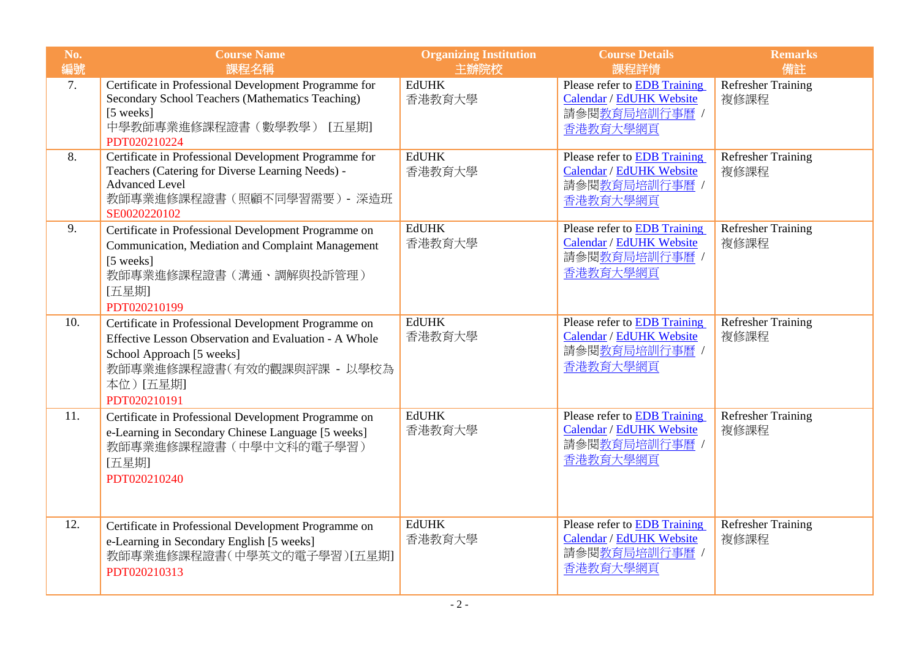| No. 編號 | Course Name 課程名稱 | Organizing Institution 主辦院校 | Course Details 課程詳情 | Remarks 備註 |
|---|---|---|---|---|
| 7. | Certificate in Professional Development Programme for Secondary School Teachers (Mathematics Teaching) [5 weeks]<br>中學教師專業進修課程證書（數學教學） [五星期]<br>PDT020210224 | EdUHK<br>香港教育大學 | Please refer to EDB Training Calendar / EdUHK Website<br>請參閱教育局培訓行事曆 / 香港教育大學網頁 | Refresher Training<br>複修課程 |
| 8. | Certificate in Professional Development Programme for Teachers (Catering for Diverse Learning Needs) - Advanced Level<br>教師專業進修課程證書（照顧不同學習需要）- 深造班<br>SE0020220102 | EdUHK<br>香港教育大學 | Please refer to EDB Training Calendar / EdUHK Website<br>請參閱教育局培訓行事曆 / 香港教育大學網頁 | Refresher Training<br>複修課程 |
| 9. | Certificate in Professional Development Programme on Communication, Mediation and Complaint Management [5 weeks]<br>教師專業進修課程證書（溝通、調解與投訴管理）[五星期]<br>PDT020210199 | EdUHK<br>香港教育大學 | Please refer to EDB Training Calendar / EdUHK Website<br>請參閱教育局培訓行事曆 / 香港教育大學網頁 | Refresher Training<br>複修課程 |
| 10. | Certificate in Professional Development Programme on Effective Lesson Observation and Evaluation - A Whole School Approach [5 weeks]<br>教師專業進修課程證書（有效的觀課與評課 - 以學校為本位）[五星期]<br>PDT020210191 | EdUHK<br>香港教育大學 | Please refer to EDB Training Calendar / EdUHK Website<br>請參閱教育局培訓行事曆 / 香港教育大學網頁 | Refresher Training<br>複修課程 |
| 11. | Certificate in Professional Development Programme on e-Learning in Secondary Chinese Language [5 weeks]<br>教師專業進修課程證書（中學中文科的電子學習）[五星期]<br>PDT020210240 | EdUHK<br>香港教育大學 | Please refer to EDB Training Calendar / EdUHK Website<br>請參閱教育局培訓行事曆 / 香港教育大學網頁 | Refresher Training<br>複修課程 |
| 12. | Certificate in Professional Development Programme on e-Learning in Secondary English [5 weeks]<br>教師專業進修課程證書（中學英文的電子學習）[五星期]<br>PDT020210313 | EdUHK<br>香港教育大學 | Please refer to EDB Training Calendar / EdUHK Website<br>請參閱教育局培訓行事曆 / 香港教育大學網頁 | Refresher Training<br>複修課程 |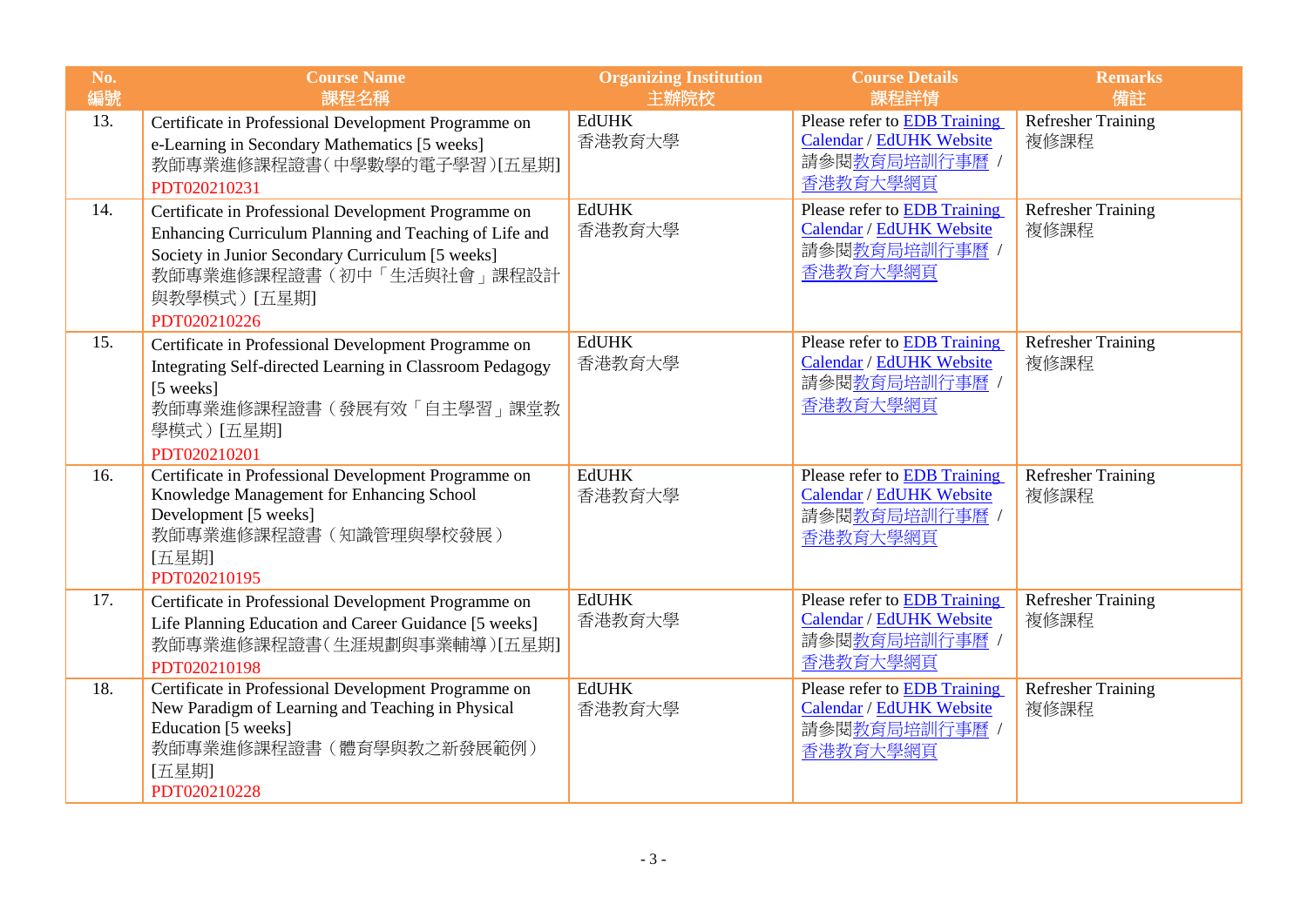| No. 編號 | Course Name 課程名稱 | Organizing Institution 主辦院校 | Course Details 課程詳情 | Remarks 備註 |
|---|---|---|---|---|
| 13. | Certificate in Professional Development Programme on e-Learning in Secondary Mathematics [5 weeks]<br>教師專業進修課程證書（中學數學的電子學習）[五星期]<br>PDT020210231 | EdUHK<br>香港教育大學 | Please refer to EDB Training Calendar / EdUHK Website<br>請參閱教育局培訓行事曆 / 香港教育大學網頁 | Refresher Training<br>複修課程 |
| 14. | Certificate in Professional Development Programme on Enhancing Curriculum Planning and Teaching of Life and Society in Junior Secondary Curriculum [5 weeks]<br>教師專業進修課程證書（初中「生活與社會」課程設計與教學模式）[五星期]<br>PDT020210226 | EdUHK<br>香港教育大學 | Please refer to EDB Training Calendar / EdUHK Website<br>請參閱教育局培訓行事曆 / 香港教育大學網頁 | Refresher Training<br>複修課程 |
| 15. | Certificate in Professional Development Programme on Integrating Self-directed Learning in Classroom Pedagogy [5 weeks]<br>教師專業進修課程證書（發展有效「自主學習」課堂教學模式）[五星期]<br>PDT020210201 | EdUHK<br>香港教育大學 | Please refer to EDB Training Calendar / EdUHK Website<br>請參閱教育局培訓行事曆 / 香港教育大學網頁 | Refresher Training<br>複修課程 |
| 16. | Certificate in Professional Development Programme on Knowledge Management for Enhancing School Development [5 weeks]<br>教師專業進修課程證書（知識管理與學校發展）[五星期]<br>PDT020210195 | EdUHK<br>香港教育大學 | Please refer to EDB Training Calendar / EdUHK Website<br>請參閱教育局培訓行事曆 / 香港教育大學網頁 | Refresher Training<br>複修課程 |
| 17. | Certificate in Professional Development Programme on Life Planning Education and Career Guidance [5 weeks]<br>教師專業進修課程證書（生涯規劃與事業輔導）[五星期]<br>PDT020210198 | EdUHK<br>香港教育大學 | Please refer to EDB Training Calendar / EdUHK Website<br>請參閱教育局培訓行事曆 / 香港教育大學網頁 | Refresher Training<br>複修課程 |
| 18. | Certificate in Professional Development Programme on New Paradigm of Learning and Teaching in Physical Education [5 weeks]<br>教師專業進修課程證書（體育學與教之新發展範例）[五星期]<br>PDT020210228 | EdUHK<br>香港教育大學 | Please refer to EDB Training Calendar / EdUHK Website<br>請參閱教育局培訓行事曆 / 香港教育大學網頁 | Refresher Training<br>複修課程 |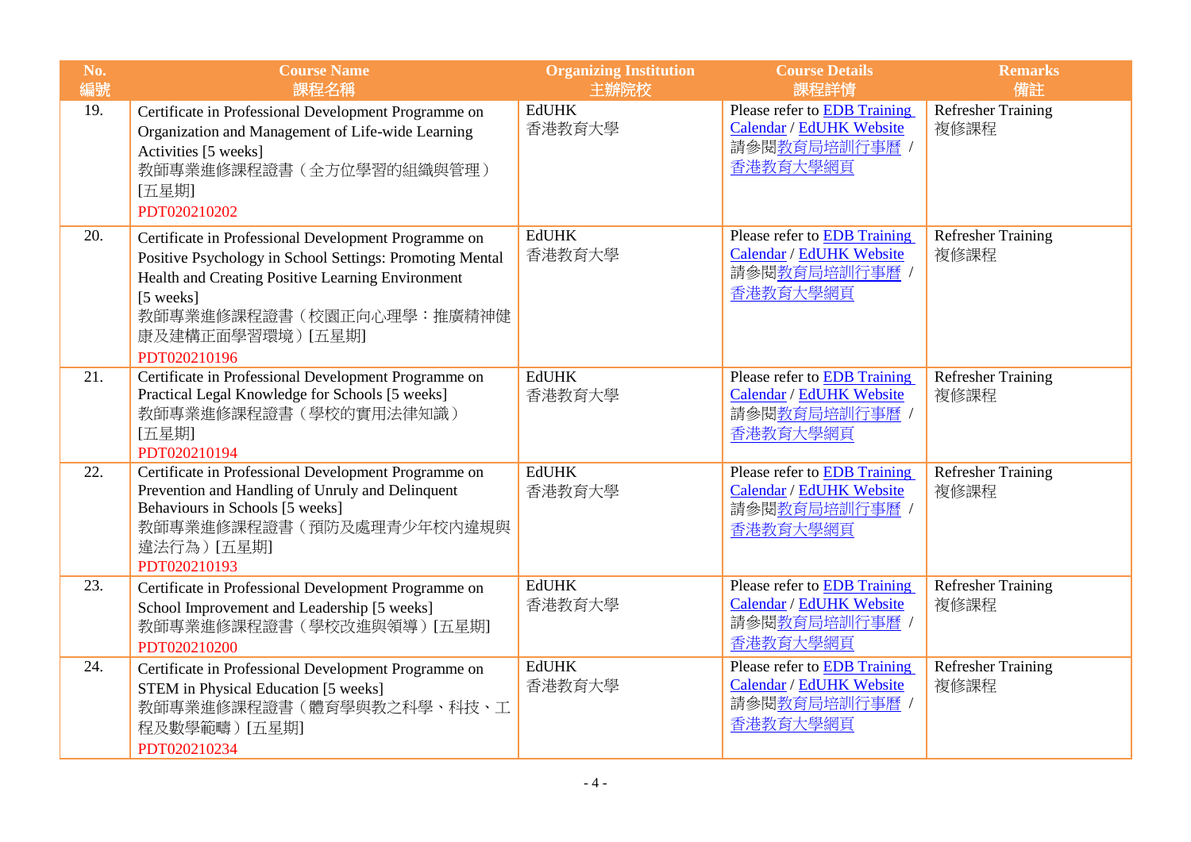| No. 編號 | Course Name 課程名稱 | Organizing Institution 主辦院校 | Course Details 課程詳情 | Remarks 備註 |
|---|---|---|---|---|
| 19. | Certificate in Professional Development Programme on Organization and Management of Life-wide Learning Activities [5 weeks]<br>教師專業進修課程證書（全方位學習的組織與管理）[五星期]<br>PDT020210202 | EdUHK<br>香港教育大學 | Please refer to EDB Training Calendar / EdUHK Website<br>請參閱教育局培訓行事曆 / 香港教育大學網頁 | Refresher Training<br>複修課程 |
| 20. | Certificate in Professional Development Programme on Positive Psychology in School Settings: Promoting Mental Health and Creating Positive Learning Environment [5 weeks]<br>教師專業進修課程證書（校園正向心理學：推廣精神健康及建構正面學習環境）[五星期]<br>PDT020210196 | EdUHK<br>香港教育大學 | Please refer to EDB Training Calendar / EdUHK Website<br>請參閱教育局培訓行事曆 / 香港教育大學網頁 | Refresher Training<br>複修課程 |
| 21. | Certificate in Professional Development Programme on Practical Legal Knowledge for Schools [5 weeks]<br>教師專業進修課程證書（學校的實用法律知識）[五星期]<br>PDT020210194 | EdUHK<br>香港教育大學 | Please refer to EDB Training Calendar / EdUHK Website<br>請參閱教育局培訓行事曆 / 香港教育大學網頁 | Refresher Training<br>複修課程 |
| 22. | Certificate in Professional Development Programme on Prevention and Handling of Unruly and Delinquent Behaviours in Schools [5 weeks]<br>教師專業進修課程證書（預防及處理青少年校內違規與違法行為）[五星期]<br>PDT020210193 | EdUHK<br>香港教育大學 | Please refer to EDB Training Calendar / EdUHK Website<br>請參閱教育局培訓行事曆 / 香港教育大學網頁 | Refresher Training<br>複修課程 |
| 23. | Certificate in Professional Development Programme on School Improvement and Leadership [5 weeks]<br>教師專業進修課程證書（學校改進與領導）[五星期]<br>PDT020210200 | EdUHK<br>香港教育大學 | Please refer to EDB Training Calendar / EdUHK Website<br>請參閱教育局培訓行事曆 / 香港教育大學網頁 | Refresher Training<br>複修課程 |
| 24. | Certificate in Professional Development Programme on STEM in Physical Education [5 weeks]<br>教師專業進修課程證書（體育學與教之科學、科技、工程及數學範疇）[五星期]<br>PDT020210234 | EdUHK<br>香港教育大學 | Please refer to EDB Training Calendar / EdUHK Website<br>請參閱教育局培訓行事曆 / 香港教育大學網頁 | Refresher Training<br>複修課程 |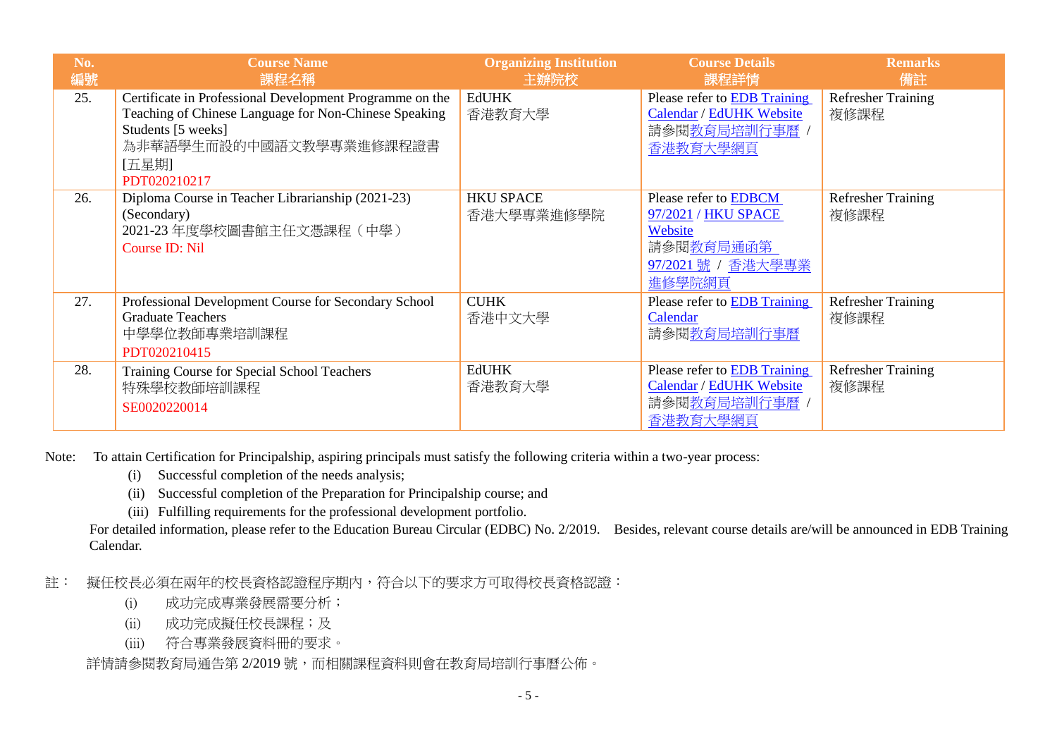| No.<br>編號 | Course Name<br>課程名稱 | Organizing Institution<br>主辦院校 | Course Details<br>課程詳情 | Remarks<br>備註 |
|---|---|---|---|---|
| 25. | Certificate in Professional Development Programme on the Teaching of Chinese Language for Non-Chinese Speaking Students [5 weeks]<br>為非華語學生而設的中國語文教學專業進修課程證書 [五星期]<br>PDT020210217 | EdUHK<br>香港教育大學 | Please refer to EDB Training Calendar / EdUHK Website<br>請參閱教育局培訓行事曆 / 香港教育大學網頁 | Refresher Training<br>複修課程 |
| 26. | Diploma Course in Teacher Librarianship (2021-23) (Secondary)<br>2021-23 年度學校圖書館主任文憑課程（中學）<br>Course ID: Nil | HKU SPACE<br>香港大學專業進修學院 | Please refer to EDBCM 97/2021 / HKU SPACE Website<br>請參閱教育局通函第 97/2021 號 / 香港大學專業進修學院網頁 | Refresher Training<br>複修課程 |
| 27. | Professional Development Course for Secondary School Graduate Teachers<br>中學學位教師專業培訓課程<br>PDT020210415 | CUHK<br>香港中文大學 | Please refer to EDB Training Calendar<br>請參閱教育局培訓行事曆 | Refresher Training<br>複修課程 |
| 28. | Training Course for Special School Teachers<br>特殊學校教師培訓課程<br>SE0020220014 | EdUHK<br>香港教育大學 | Please refer to EDB Training Calendar / EdUHK Website<br>請參閱教育局培訓行事曆 / 香港教育大學網頁 | Refresher Training<br>複修課程 |

Note: To attain Certification for Principalship, aspiring principals must satisfy the following criteria within a two-year process:

(i) Successful completion of the needs analysis;

(ii) Successful completion of the Preparation for Principalship course; and

(iii) Fulfilling requirements for the professional development portfolio.

For detailed information, please refer to the Education Bureau Circular (EDBC) No. 2/2019. Besides, relevant course details are/will be announced in EDB Training Calendar.

註： 擬任校長必須在兩年的校長資格認證程序期內，符合以下的要求方可取得校長資格認證：

(i) 成功完成專業發展需要分析；

(ii) 成功完成擬任校長課程；及

(iii) 符合專業發展資料冊的要求。

詳情請參閱教育局通告第 2/2019 號，而相關課程資料則會在教育局培訓行事曆公佈。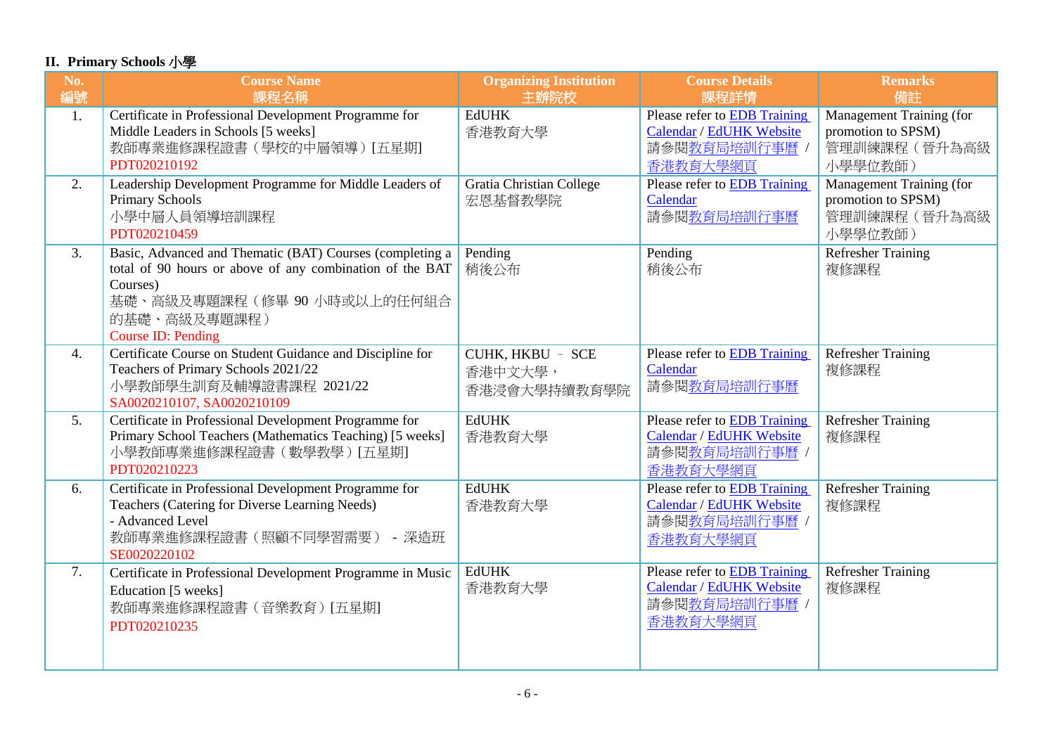## II. Primary Schools 小學

| No. 編號 | Course Name 課程名稱 | Organizing Institution 主辦院校 | Course Details 課程詳情 | Remarks 備註 |
|---|---|---|---|---|
| 1. | Certificate in Professional Development Programme for Middle Leaders in Schools [5 weeks] 教師專業進修課程證書（學校的中層領導）[五星期] PDT020210192 | EdUHK 香港教育大學 | Please refer to EDB Training Calendar / EdUHK Website 請參閱教育局培訓行事曆 / 香港教育大學網頁 | Management Training (for promotion to SPSM) 管理訓練課程（晉升為高級小學學位教師） |
| 2. | Leadership Development Programme for Middle Leaders of Primary Schools 小學中層人員領導培訓課程 PDT020210459 | Gratia Christian College 宏恩基督教學院 | Please refer to EDB Training Calendar 請參閱教育局培訓行事曆 | Management Training (for promotion to SPSM) 管理訓練課程（晉升為高級小學學位教師） |
| 3. | Basic, Advanced and Thematic (BAT) Courses (completing a total of 90 hours or above of any combination of the BAT Courses) 基礎、高級及專題課程（修畢 90 小時或以上的任何組合的基礎、高級及專題課程） Course ID: Pending | Pending 稍後公布 | Pending 稍後公布 | Refresher Training 複修課程 |
| 4. | Certificate Course on Student Guidance and Discipline for Teachers of Primary Schools 2021/22 小學教師學生訓育及輔導證書課程 2021/22 SA0020210107, SA0020210109 | CUHK, HKBU – SCE 香港中文大學，香港浸會大學持續教育學院 | Please refer to EDB Training Calendar 請參閱教育局培訓行事曆 | Refresher Training 複修課程 |
| 5. | Certificate in Professional Development Programme for Primary School Teachers (Mathematics Teaching) [5 weeks] 小學教師專業進修課程證書（數學教學）[五星期] PDT020210223 | EdUHK 香港教育大學 | Please refer to EDB Training Calendar / EdUHK Website 請參閱教育局培訓行事曆 / 香港教育大學網頁 | Refresher Training 複修課程 |
| 6. | Certificate in Professional Development Programme for Teachers (Catering for Diverse Learning Needs) - Advanced Level 教師專業進修課程證書（照顧不同學習需要） - 深造班 SE0020220102 | EdUHK 香港教育大學 | Please refer to EDB Training Calendar / EdUHK Website 請參閱教育局培訓行事曆 / 香港教育大學網頁 | Refresher Training 複修課程 |
| 7. | Certificate in Professional Development Programme in Music Education [5 weeks] 教師專業進修課程證書（音樂教育）[五星期] PDT020210235 | EdUHK 香港教育大學 | Please refer to EDB Training Calendar / EdUHK Website 請參閱教育局培訓行事曆 / 香港教育大學網頁 | Refresher Training 複修課程 |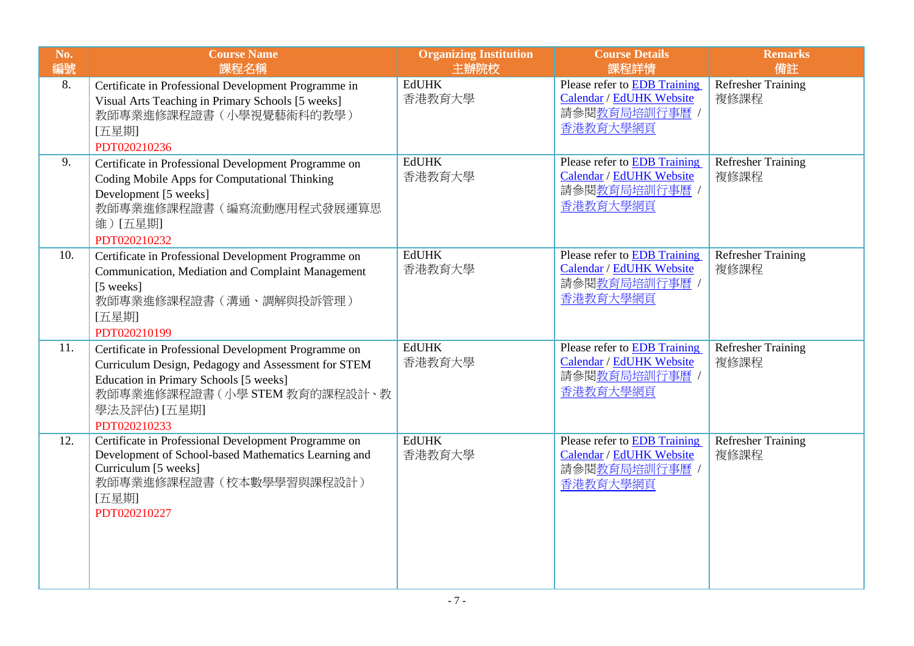| No.<br>編號 | Course Name<br>課程名稱 | Organizing Institution<br>主辦院校 | Course Details<br>課程詳情 | Remarks<br>備註 |
|---|---|---|---|---|
| 8. | Certificate in Professional Development Programme in Visual Arts Teaching in Primary Schools [5 weeks]<br>教師專業進修課程證書（小學視覺藝術科的教學）[五星期]<br>PDT020210236 | EdUHK<br>香港教育大學 | Please refer to EDB Training Calendar / EdUHK Website<br>請參閱教育局培訓行事曆 / 香港教育大學網頁 | Refresher Training<br>複修課程 |
| 9. | Certificate in Professional Development Programme on Coding Mobile Apps for Computational Thinking Development [5 weeks]<br>教師專業進修課程證書（編寫流動應用程式發展運算思維）[五星期]<br>PDT020210232 | EdUHK<br>香港教育大學 | Please refer to EDB Training Calendar / EdUHK Website<br>請參閱教育局培訓行事曆 / 香港教育大學網頁 | Refresher Training<br>複修課程 |
| 10. | Certificate in Professional Development Programme on Communication, Mediation and Complaint Management [5 weeks]<br>教師專業進修課程證書（溝通、調解與投訴管理）[五星期]<br>PDT020210199 | EdUHK<br>香港教育大學 | Please refer to EDB Training Calendar / EdUHK Website<br>請參閱教育局培訓行事曆 / 香港教育大學網頁 | Refresher Training<br>複修課程 |
| 11. | Certificate in Professional Development Programme on Curriculum Design, Pedagogy and Assessment for STEM Education in Primary Schools [5 weeks]<br>教師專業進修課程證書（小學 STEM 教育的課程設計、教學法及評估) [五星期]<br>PDT020210233 | EdUHK<br>香港教育大學 | Please refer to EDB Training Calendar / EdUHK Website<br>請參閱教育局培訓行事曆 / 香港教育大學網頁 | Refresher Training<br>複修課程 |
| 12. | Certificate in Professional Development Programme on Development of School-based Mathematics Learning and Curriculum [5 weeks]<br>教師專業進修課程證書（校本數學學習與課程設計）[五星期]<br>PDT020210227 | EdUHK<br>香港教育大學 | Please refer to EDB Training Calendar / EdUHK Website<br>請參閱教育局培訓行事曆 / 香港教育大學網頁 | Refresher Training<br>複修課程 |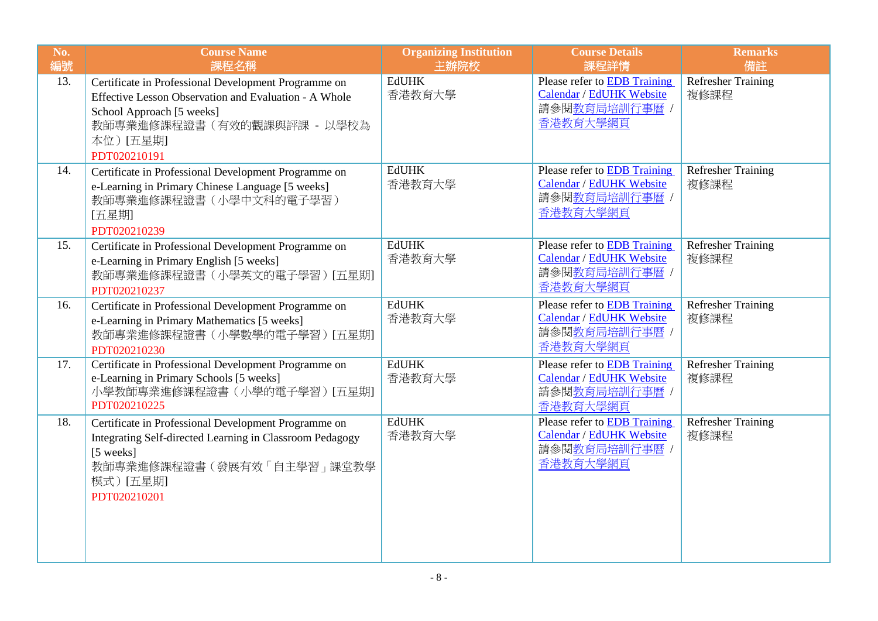| No. 編號 | Course Name 課程名稱 | Organizing Institution 主辦院校 | Course Details 課程詳情 | Remarks 備註 |
|---|---|---|---|---|
| 13. | Certificate in Professional Development Programme on Effective Lesson Observation and Evaluation - A Whole School Approach [5 weeks]<br>教師專業進修課程證書（有效的觀課與評課 - 以學校為本位）[五星期]<br>PDT020210191 | EdUHK<br>香港教育大學 | Please refer to EDB Training Calendar / EdUHK Website<br>請參閱教育局培訓行事曆 / 香港教育大學網頁 | Refresher Training<br>複修課程 |
| 14. | Certificate in Professional Development Programme on e-Learning in Primary Chinese Language [5 weeks]<br>教師專業進修課程證書（小學中文科的電子學習）[五星期]<br>PDT020210239 | EdUHK<br>香港教育大學 | Please refer to EDB Training Calendar / EdUHK Website<br>請參閱教育局培訓行事曆 / 香港教育大學網頁 | Refresher Training<br>複修課程 |
| 15. | Certificate in Professional Development Programme on e-Learning in Primary English [5 weeks]<br>教師專業進修課程證書（小學英文的電子學習）[五星期]<br>PDT020210237 | EdUHK<br>香港教育大學 | Please refer to EDB Training Calendar / EdUHK Website<br>請參閱教育局培訓行事曆 / 香港教育大學網頁 | Refresher Training<br>複修課程 |
| 16. | Certificate in Professional Development Programme on e-Learning in Primary Mathematics [5 weeks]<br>教師專業進修課程證書（小學數學的電子學習）[五星期]<br>PDT020210230 | EdUHK<br>香港教育大學 | Please refer to EDB Training Calendar / EdUHK Website<br>請參閱教育局培訓行事曆 / 香港教育大學網頁 | Refresher Training<br>複修課程 |
| 17. | Certificate in Professional Development Programme on e-Learning in Primary Schools [5 weeks]<br>小學教師專業進修課程證書（小學的電子學習）[五星期]<br>PDT020210225 | EdUHK<br>香港教育大學 | Please refer to EDB Training Calendar / EdUHK Website<br>請參閱教育局培訓行事曆 / 香港教育大學網頁 | Refresher Training<br>複修課程 |
| 18. | Certificate in Professional Development Programme on Integrating Self-directed Learning in Classroom Pedagogy [5 weeks]<br>教師專業進修課程證書（發展有效「自主學習」課堂教學模式）[五星期]<br>PDT020210201 | EdUHK<br>香港教育大學 | Please refer to EDB Training Calendar / EdUHK Website<br>請參閱教育局培訓行事曆 / 香港教育大學網頁 | Refresher Training<br>複修課程 |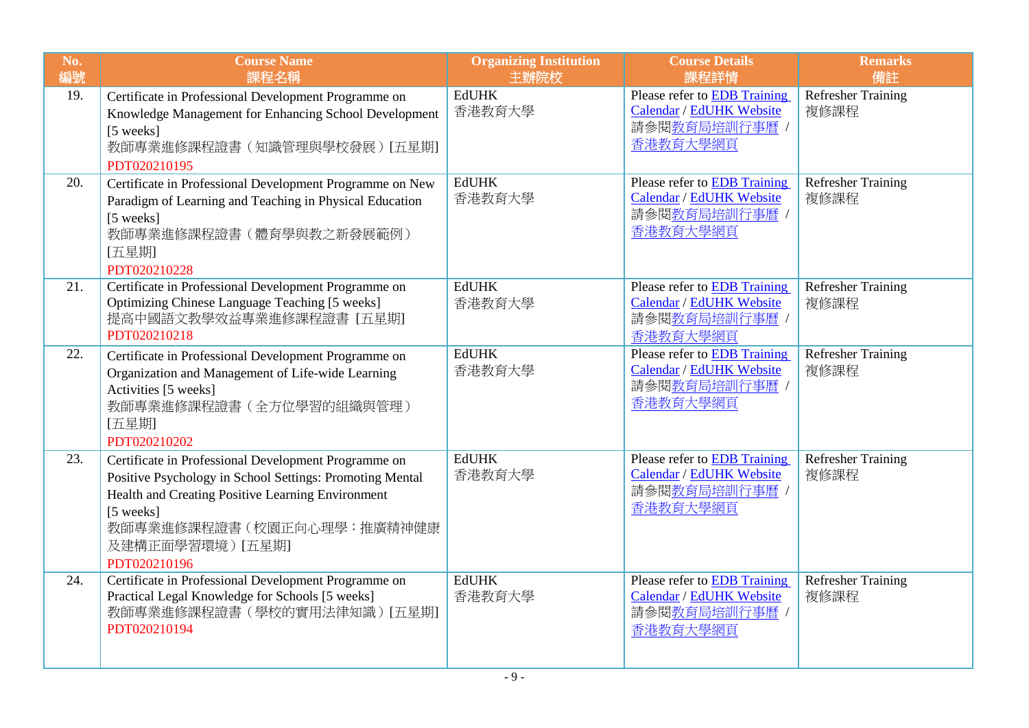| No. 編號 | Course Name 課程名稱 | Organizing Institution 主辦院校 | Course Details 課程詳情 | Remarks 備註 |
|---|---|---|---|---|
| 19. | Certificate in Professional Development Programme on Knowledge Management for Enhancing School Development [5 weeks]<br>教師專業進修課程證書（知識管理與學校發展）[五星期]<br>PDT020210195 | EdUHK<br>香港教育大學 | Please refer to EDB Training Calendar / EdUHK Website<br>請參閱教育局培訓行事曆 / 香港教育大學網頁 | Refresher Training<br>複修課程 |
| 20. | Certificate in Professional Development Programme on New Paradigm of Learning and Teaching in Physical Education [5 weeks]<br>教師專業進修課程證書（體育學與教之新發展範例）[五星期]<br>PDT020210228 | EdUHK<br>香港教育大學 | Please refer to EDB Training Calendar / EdUHK Website<br>請參閱教育局培訓行事曆 / 香港教育大學網頁 | Refresher Training<br>複修課程 |
| 21. | Certificate in Professional Development Programme on Optimizing Chinese Language Teaching [5 weeks]<br>提高中國語文教學效益專業進修課程證書 [五星期]<br>PDT020210218 | EdUHK<br>香港教育大學 | Please refer to EDB Training Calendar / EdUHK Website<br>請參閱教育局培訓行事曆 / 香港教育大學網頁 | Refresher Training<br>複修課程 |
| 22. | Certificate in Professional Development Programme on Organization and Management of Life-wide Learning Activities [5 weeks]<br>教師專業進修課程證書（全方位學習的組織與管理）[五星期]<br>PDT020210202 | EdUHK<br>香港教育大學 | Please refer to EDB Training Calendar / EdUHK Website<br>請參閱教育局培訓行事曆 / 香港教育大學網頁 | Refresher Training<br>複修課程 |
| 23. | Certificate in Professional Development Programme on Positive Psychology in School Settings: Promoting Mental Health and Creating Positive Learning Environment [5 weeks]<br>教師專業進修課程證書（校園正向心理學：推廣精神健康及建構正面學習環境）[五星期]<br>PDT020210196 | EdUHK<br>香港教育大學 | Please refer to EDB Training Calendar / EdUHK Website<br>請參閱教育局培訓行事曆 / 香港教育大學網頁 | Refresher Training<br>複修課程 |
| 24. | Certificate in Professional Development Programme on Practical Legal Knowledge for Schools [5 weeks]<br>教師專業進修課程證書（學校的實用法律知識）[五星期]<br>PDT020210194 | EdUHK<br>香港教育大學 | Please refer to EDB Training Calendar / EdUHK Website<br>請參閱教育局培訓行事曆 / 香港教育大學網頁 | Refresher Training<br>複修課程 |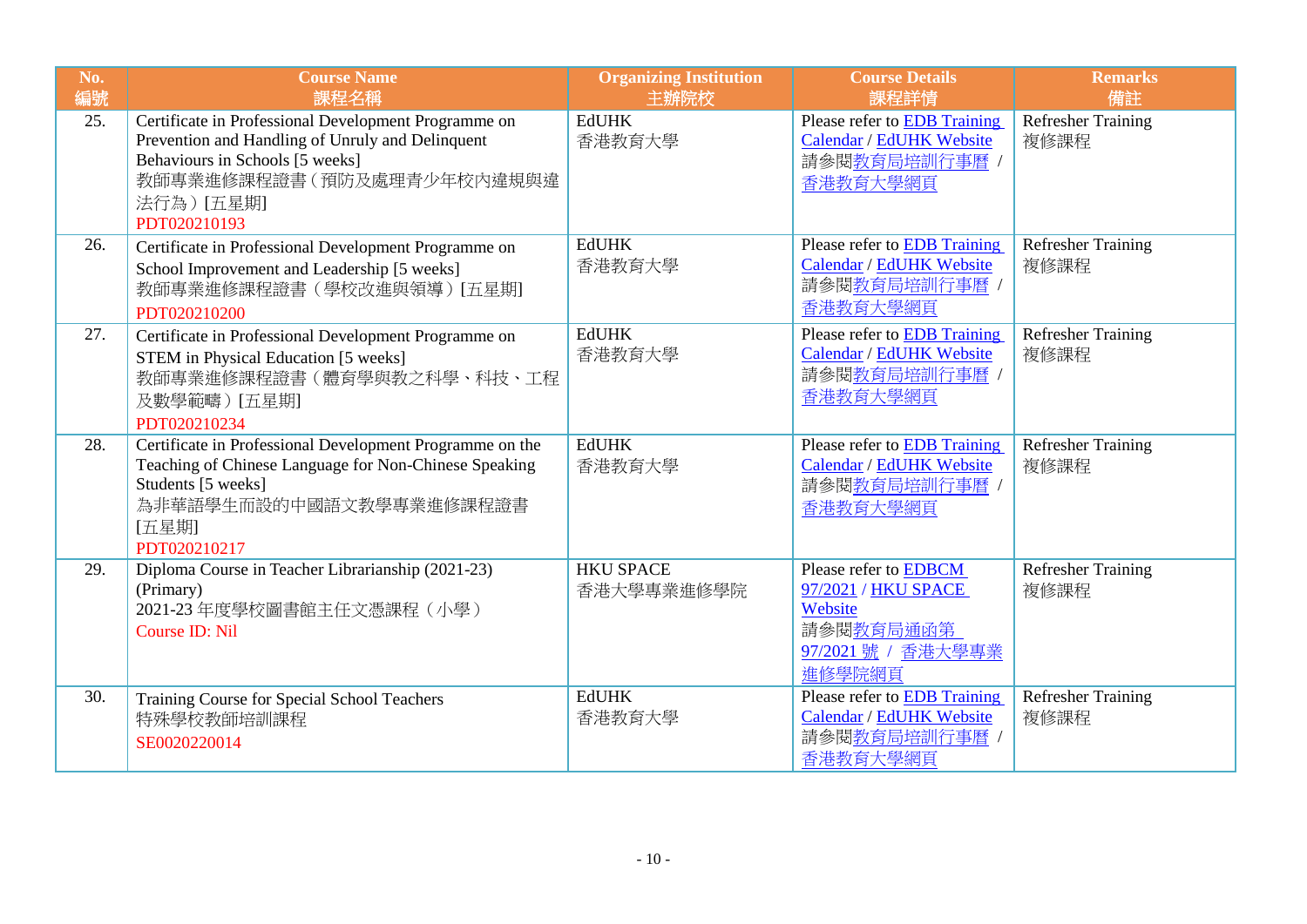| No. 編號 | Course Name 課程名稱 | Organizing Institution 主辦院校 | Course Details 課程詳情 | Remarks 備註 |
|---|---|---|---|---|
| 25. | Certificate in Professional Development Programme on Prevention and Handling of Unruly and Delinquent Behaviours in Schools [5 weeks]<br>教師專業進修課程證書（預防及處理青少年校內違規與違法行為）[五星期]<br>PDT020210193 | EdUHK<br>香港教育大學 | Please refer to EDB Training Calendar / EdUHK Website<br>請參閱教育局培訓行事曆 / 香港教育大學網頁 | Refresher Training<br>複修課程 |
| 26. | Certificate in Professional Development Programme on School Improvement and Leadership [5 weeks]<br>教師專業進修課程證書（學校改進與領導）[五星期]<br>PDT020210200 | EdUHK<br>香港教育大學 | Please refer to EDB Training Calendar / EdUHK Website<br>請參閱教育局培訓行事曆 / 香港教育大學網頁 | Refresher Training<br>複修課程 |
| 27. | Certificate in Professional Development Programme on STEM in Physical Education [5 weeks]<br>教師專業進修課程證書（體育學與教之科學、科技、工程及數學範疇）[五星期]<br>PDT020210234 | EdUHK<br>香港教育大學 | Please refer to EDB Training Calendar / EdUHK Website<br>請參閱教育局培訓行事曆 / 香港教育大學網頁 | Refresher Training<br>複修課程 |
| 28. | Certificate in Professional Development Programme on the Teaching of Chinese Language for Non-Chinese Speaking Students [5 weeks]<br>為非華語學生而設的中國語文教學專業進修課程證書[五星期]<br>PDT020210217 | EdUHK<br>香港教育大學 | Please refer to EDB Training Calendar / EdUHK Website<br>請參閱教育局培訓行事曆 / 香港教育大學網頁 | Refresher Training<br>複修課程 |
| 29. | Diploma Course in Teacher Librarianship (2021-23) (Primary)<br>2021-23 年度學校圖書館主任文憑課程（小學）<br>Course ID: Nil | HKU SPACE<br>香港大學專業進修學院 | Please refer to EDBCM 97/2021 / HKU SPACE Website<br>請參閱教育局通函第 97/2021 號 / 香港大學專業進修學院網頁 | Refresher Training<br>複修課程 |
| 30. | Training Course for Special School Teachers<br>特殊學校教師培訓課程<br>SE0020220014 | EdUHK<br>香港教育大學 | Please refer to EDB Training Calendar / EdUHK Website<br>請參閱教育局培訓行事曆 / 香港教育大學網頁 | Refresher Training<br>複修課程 |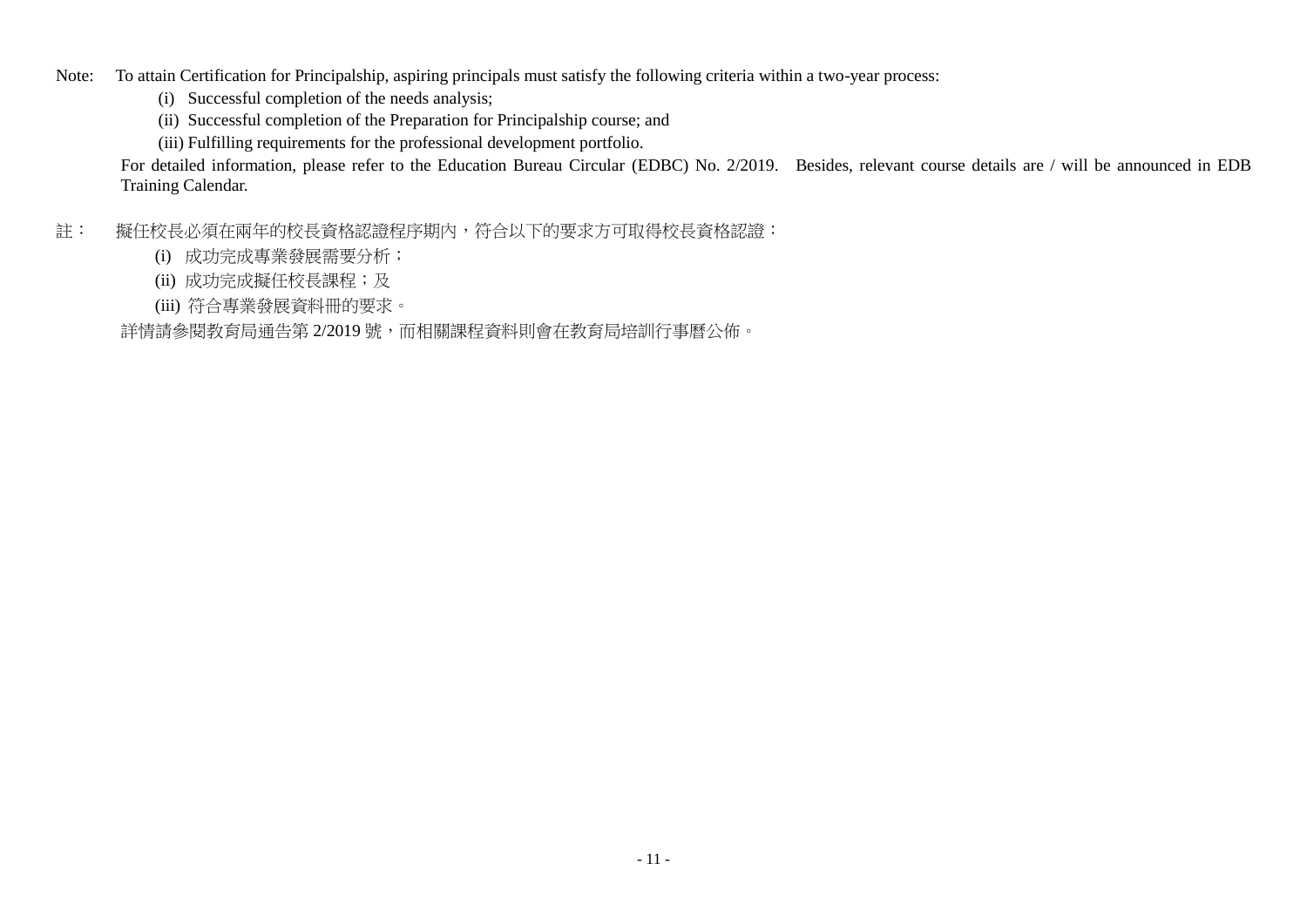Note: To attain Certification for Principalship, aspiring principals must satisfy the following criteria within a two-year process:

(i) Successful completion of the needs analysis;

(ii) Successful completion of the Preparation for Principalship course; and

(iii) Fulfilling requirements for the professional development portfolio.

For detailed information, please refer to the Education Bureau Circular (EDBC) No. 2/2019. Besides, relevant course details are / will be announced in EDB Training Calendar.

註： 擬任校長必須在兩年的校長資格認證程序期內，符合以下的要求方可取得校長資格認證：

(i) 成功完成專業發展需要分析；

(ii) 成功完成擬任校長課程；及

(iii) 符合專業發展資料冊的要求。

詳情請參閱教育局通告第 2/2019 號，而相關課程資料則會在教育局培訓行事曆公佈。